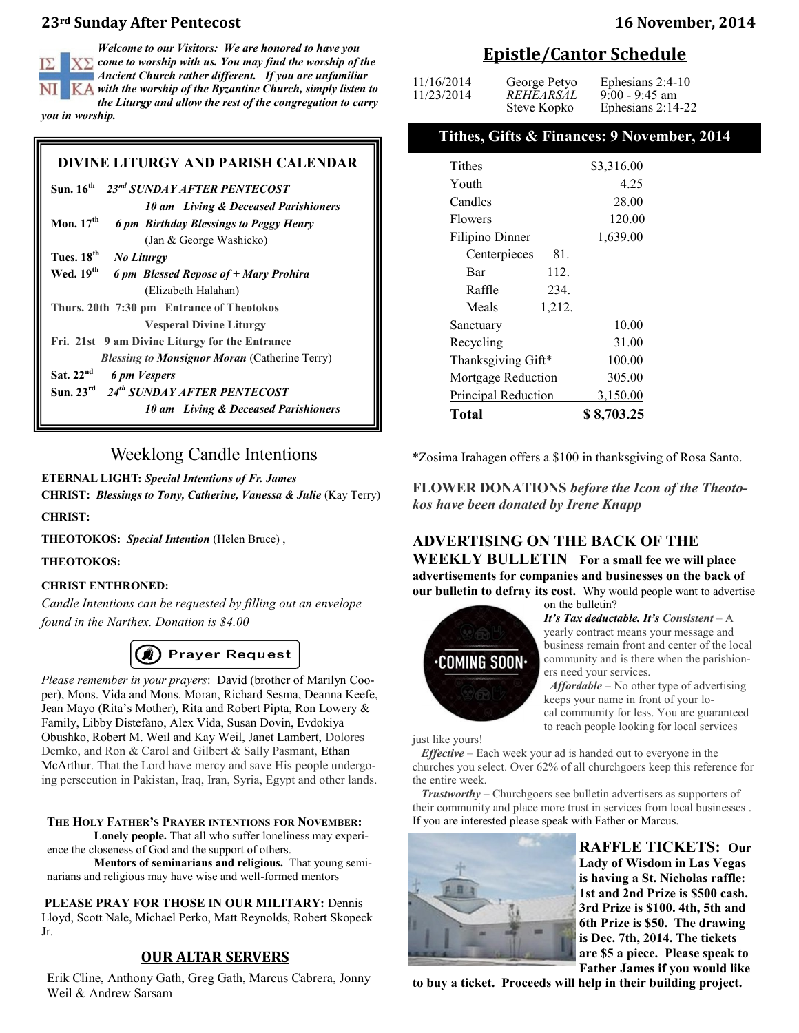# 23rd Sunday After Pentecost

16 November, 2014

***Welcome to our Visitors:** We are honored to have you come to worship with us. You may find the worship of the Ancient Church rather different. If you are unfamiliar with the worship of the Byzantine Church, simply listen to the Liturgy and allow the rest of the congregation to carry you in worship.*

## DIVINE LITURGY AND PARISH CALENDAR

**Sun. 16th** ***23rd SUNDAY AFTER PENTECOST***
***10 am Living & Deceased Parishioners***

**Mon. 17th** ***6 pm Birthday Blessings to Peggy Henry***
(Jan & George Washicko)

**Tues. 18th** ***No Liturgy***

**Wed. 19th** ***6 pm Blessed Repose of + Mary Prohira***
(Elizabeth Halahan)

**Thurs. 20th 7:30 pm Entrance of Theotokos**
**Vesperal Divine Liturgy**

**Fri. 21st 9 am Divine Liturgy for the Entrance**
***Blessing to Monsignor Moran*** (Catherine Terry)

**Sat. 22nd** ***6 pm Vespers***

**Sun. 23rd** ***24th SUNDAY AFTER PENTECOST***
***10 am Living & Deceased Parishioners***

## Weeklong Candle Intentions

**ETERNAL LIGHT:** ***Special Intentions of Fr. James***

**CHRIST:** ***Blessings to Tony, Catherine, Vanessa & Julie*** (Kay Terry)

**CHRIST:**

**THEOTOKOS:** ***Special Intention*** (Helen Bruce) ,

**THEOTOKOS:**

**CHRIST ENTHRONED:**

*Candle Intentions can be requested by filling out an envelope found in the Narthex. Donation is $4.00*

**Prayer Request**

*Please remember in your prayers*: David (brother of Marilyn Cooper), Mons. Vida and Mons. Moran, Richard Sesma, Deanna Keefe, Jean Mayo (Rita's Mother), Rita and Robert Pipta, Ron Lowery & Family, Libby Distefano, Alex Vida, Susan Dovin, Evdokiya Obushko, Robert M. Weil and Kay Weil, Janet Lambert, Dolores Demko, and Ron & Carol and Gilbert & Sally Pasmant, Ethan McArthur. That the Lord have mercy and save His people undergoing persecution in Pakistan, Iraq, Iran, Syria, Egypt and other lands.

**THE HOLY FATHER'S PRAYER INTENTIONS FOR NOVEMBER:**

**Lonely people.** That all who suffer loneliness may experience the closeness of God and the support of others.

**Mentors of seminarians and religious.** That young seminarians and religious may have wise and well-formed mentors

**PLEASE PRAY FOR THOSE IN OUR MILITARY:** Dennis Lloyd, Scott Nale, Michael Perko, Matt Reynolds, Robert Skopeck Jr.

## OUR ALTAR SERVERS

Erik Cline, Anthony Gath, Greg Gath, Marcus Cabrera, Jonny Weil & Andrew Sarsam

## Epistle/Cantor Schedule

| | | |
|---|---|---|
| 11/16/2014 | George Petyo | Ephesians 2:4-10 |
| 11/23/2014 | *REHEARSAL* | 9:00 - 9:45 am |
| | Steve Kopko | Ephesians 2:14-22 |

## Tithes, Gifts & Finances: 9 November, 2014

| | | |
|---|---|---|
| Tithes | | $3,316.00 |
| Youth | | 4.25 |
| Candles | | 28.00 |
| Flowers | | 120.00 |
| Filipino Dinner | | 1,639.00 |
| Centerpieces | 81. | |
| Bar | 112. | |
| Raffle | 234. | |
| Meals | 1,212. | |
| Sanctuary | | 10.00 |
| Recycling | | 31.00 |
| Thanksgiving Gift* | | 100.00 |
| Mortgage Reduction | | 305.00 |
| Principal Reduction | | 3,150.00 |
| **Total** | | **$ 8,703.25** |

*Zosima Irahagen offers a $100 in thanksgiving of Rosa Santo.

**FLOWER DONATIONS** ***before the Icon of the Theotokos have been donated by Irene Knapp***

**ADVERTISING ON THE BACK OF THE WEEKLY BULLETIN** **For a small fee we will place advertisements for companies and businesses on the back of our bulletin to defray its cost.** Why would people want to advertise on the bulletin?

***It's Tax deductable. It's Consistent*** – A yearly contract means your message and business remain front and center of the local community and is there when the parishioners need your services.

***Affordable*** – No other type of advertising keeps your name in front of your local community for less. You are guaranteed to reach people looking for local services just like yours!

***Effective*** – Each week your ad is handed out to everyone in the churches you select. Over 62% of all churchgoers keep this reference for the entire week.

***Trustworthy*** – Churchgoers see bulletin advertisers as supporters of their community and place more trust in services from local businesses . If you are interested please speak with Father or Marcus.

**RAFFLE TICKETS: Our Lady of Wisdom in Las Vegas is having a St. Nicholas raffle: 1st and 2nd Prize is $500 cash. 3rd Prize is $100. 4th, 5th and 6th Prize is $50. The drawing is Dec. 7th, 2014. The tickets are $5 a piece. Please speak to Father James if you would like to buy a ticket. Proceeds will help in their building project.**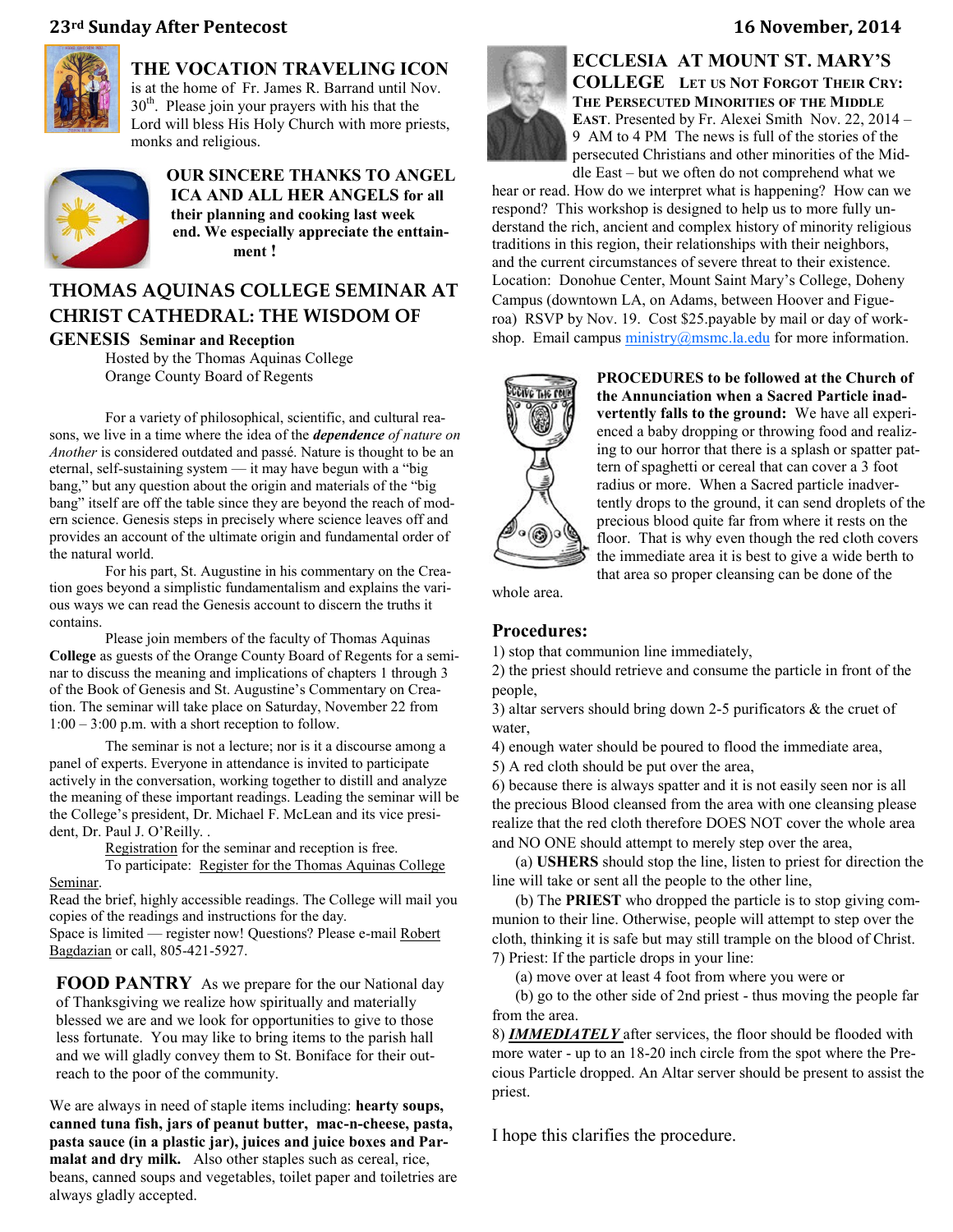## THE VOCATION TRAVELING ICON

is at the home of Fr. James R. Barrand until Nov. 30th. Please join your prayers with his that the Lord will bless His Holy Church with more priests, monks and religious.

**OUR SINCERE THANKS TO ANGEL ICA AND ALL HER ANGELS for all their planning and cooking last week end. We especially appreciate the enttainment !**

## THOMAS AQUINAS COLLEGE SEMINAR AT CHRIST CATHEDRAL: THE WISDOM OF GENESIS **Seminar and Reception**

Hosted by the Thomas Aquinas College
Orange County Board of Regents

For a variety of philosophical, scientific, and cultural reasons, we live in a time where the idea of the ***dependence*** *of nature on Another* is considered outdated and passé. Nature is thought to be an eternal, self-sustaining system — it may have begun with a "big bang," but any question about the origin and materials of the "big bang" itself are off the table since they are beyond the reach of modern science. Genesis steps in precisely where science leaves off and provides an account of the ultimate origin and fundamental order of the natural world.

For his part, St. Augustine in his commentary on the Creation goes beyond a simplistic fundamentalism and explains the various ways we can read the Genesis account to discern the truths it contains.

Please join members of the faculty of Thomas Aquinas **College** as guests of the Orange County Board of Regents for a seminar to discuss the meaning and implications of chapters 1 through 3 of the Book of Genesis and St. Augustine's Commentary on Creation. The seminar will take place on Saturday, November 22 from 1:00 – 3:00 p.m. with a short reception to follow.

The seminar is not a lecture; nor is it a discourse among a panel of experts. Everyone in attendance is invited to participate actively in the conversation, working together to distill and analyze the meaning of these important readings. Leading the seminar will be the College's president, Dr. Michael F. McLean and its vice president, Dr. Paul J. O'Reilly. .

Registration for the seminar and reception is free.

To participate: Register for the Thomas Aquinas College Seminar.

Read the brief, highly accessible readings. The College will mail you copies of the readings and instructions for the day.

Space is limited — register now! Questions? Please e-mail Robert Bagdazian or call, 805-421-5927.

**FOOD PANTRY** As we prepare for the our National day of Thanksgiving we realize how spiritually and materially blessed we are and we look for opportunities to give to those less fortunate. You may like to bring items to the parish hall and we will gladly convey them to St. Boniface for their outreach to the poor of the community.

We are always in need of staple items including: **hearty soups, canned tuna fish, jars of peanut butter, mac-n-cheese, pasta, pasta sauce (in a plastic jar), juices and juice boxes and Parmalat and dry milk.** Also other staples such as cereal, rice, beans, canned soups and vegetables, toilet paper and toiletries are always gladly accepted.

## ECCLESIA AT MOUNT ST. MARY'S COLLEGE

**LET US NOT FORGOT THEIR CRY: THE PERSECUTED MINORITIES OF THE MIDDLE EAST**. Presented by Fr. Alexei Smith Nov. 22, 2014 – 9 AM to 4 PM The news is full of the stories of the persecuted Christians and other minorities of the Middle East – but we often do not comprehend what we hear or read. How do we interpret what is happening? How can we respond? This workshop is designed to help us to more fully understand the rich, ancient and complex history of minority religious traditions in this region, their relationships with their neighbors, and the current circumstances of severe threat to their existence. Location: Donohue Center, Mount Saint Mary's College, Doheny Campus (downtown LA, on Adams, between Hoover and Figueroa) RSVP by Nov. 19. Cost $25.payable by mail or day of workshop. Email campus ministry@msmc.la.edu for more information.

**PROCEDURES to be followed at the Church of the Annunciation when a Sacred Particle inadvertently falls to the ground:** We have all experienced a baby dropping or throwing food and realizing to our horror that there is a splash or spatter pattern of spaghetti or cereal that can cover a 3 foot radius or more. When a Sacred particle inadvertently drops to the ground, it can send droplets of the precious blood quite far from where it rests on the floor. That is why even though the red cloth covers the immediate area it is best to give a wide berth to that area so proper cleansing can be done of the whole area.

### Procedures:

1) stop that communion line immediately,
2) the priest should retrieve and consume the particle in front of the people,
3) altar servers should bring down 2-5 purificators & the cruet of water,
4) enough water should be poured to flood the immediate area,
5) A red cloth should be put over the area,
6) because there is always spatter and it is not easily seen nor is all the precious Blood cleansed from the area with one cleansing please realize that the red cloth therefore DOES NOT cover the whole area and NO ONE should attempt to merely step over the area,

(a) **USHERS** should stop the line, listen to priest for direction the line will take or sent all the people to the other line,

(b) The **PRIEST** who dropped the particle is to stop giving communion to their line. Otherwise, people will attempt to step over the cloth, thinking it is safe but may still trample on the blood of Christ.

7) Priest: If the particle drops in your line:

(a) move over at least 4 foot from where you were or

(b) go to the other side of 2nd priest - thus moving the people far from the area.

8) ***IMMEDIATELY*** after services, the floor should be flooded with more water - up to an 18-20 inch circle from the spot where the Precious Particle dropped. An Altar server should be present to assist the priest.

I hope this clarifies the procedure.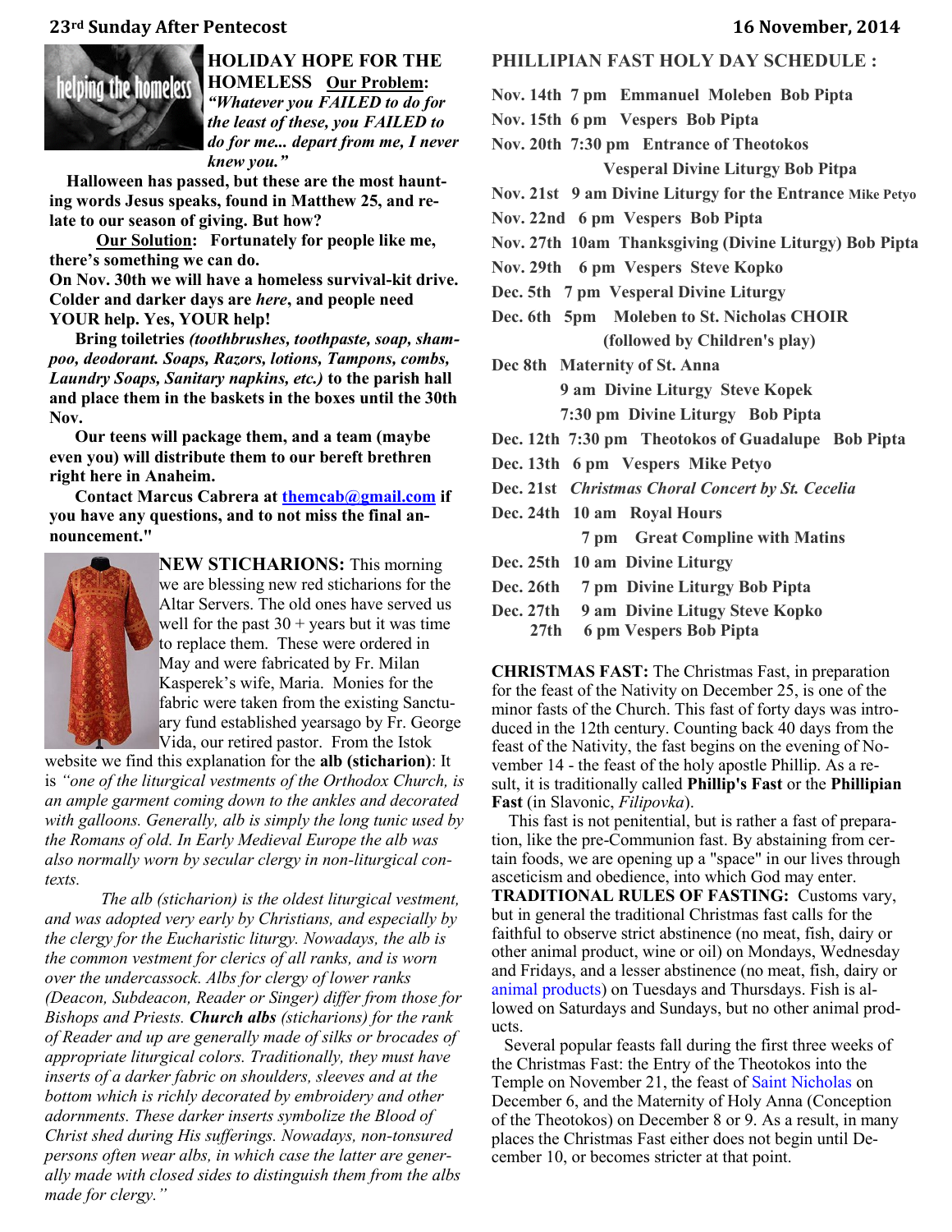## HOLIDAY HOPE FOR THE HOMELESS

**Our Problem:** ***"Whatever you FAILED to do for the least of these, you FAILED to do for me... depart from me, I never knew you."***

**Halloween has passed, but these are the most haunting words Jesus speaks, found in Matthew 25, and relate to our season of giving. But how?**

**Our Solution: Fortunately for people like me, there's something we can do.**

**On Nov. 30th we will have a homeless survival-kit drive. Colder and darker days are *here*, and people need YOUR help. Yes, YOUR help!**

**Bring toiletries *(toothbrushes, toothpaste, soap, shampoo, deodorant. Soaps, Razors, lotions, Tampons, combs, Laundry Soaps, Sanitary napkins, etc.)* to the parish hall and place them in the baskets in the boxes until the 30th Nov.**

**Our teens will package them, and a team (maybe even you) will distribute them to our bereft brethren right here in Anaheim.**

**Contact Marcus Cabrera at themcab@gmail.com if you have any questions, and to not miss the final announcement."**

**NEW STICHARIONS:** This morning we are blessing new red sticharions for the Altar Servers. The old ones have served us well for the past 30 + years but it was time to replace them. These were ordered in May and were fabricated by Fr. Milan Kasperek's wife, Maria. Monies for the fabric were taken from the existing Sanctuary fund established yearsago by Fr. George Vida, our retired pastor. From the Istok website we find this explanation for the **alb (sticharion)**: It is *"one of the liturgical vestments of the Orthodox Church, is an ample garment coming down to the ankles and decorated with galloons. Generally, alb is simply the long tunic used by the Romans of old. In Early Medieval Europe the alb was also normally worn by secular clergy in non-liturgical contexts.*

*The alb (sticharion) is the oldest liturgical vestment, and was adopted very early by Christians, and especially by the clergy for the Eucharistic liturgy. Nowadays, the alb is the common vestment for clerics of all ranks, and is worn over the undercassock. Albs for clergy of lower ranks (Deacon, Subdeacon, Reader or Singer) differ from those for Bishops and Priests. **Church albs** (sticharions) for the rank of Reader and up are generally made of silks or brocades of appropriate liturgical colors. Traditionally, they must have inserts of a darker fabric on shoulders, sleeves and at the bottom which is richly decorated by embroidery and other adornments. These darker inserts symbolize the Blood of Christ shed during His sufferings. Nowadays, non-tonsured persons often wear albs, in which case the latter are generally made with closed sides to distinguish them from the albs made for clergy."*

## PHILLIPIAN FAST HOLY DAY SCHEDULE :

**Nov. 14th 7 pm Emmanuel Moleben Bob Pipta**
**Nov. 15th 6 pm Vespers Bob Pipta**
**Nov. 20th 7:30 pm Entrance of Theotokos**
**Vesperal Divine Liturgy Bob Pitpa**
**Nov. 21st 9 am Divine Liturgy for the Entrance Mike Petyo**
**Nov. 22nd 6 pm Vespers Bob Pipta**
**Nov. 27th 10am Thanksgiving (Divine Liturgy) Bob Pipta**
**Nov. 29th 6 pm Vespers Steve Kopko**
**Dec. 5th 7 pm Vesperal Divine Liturgy**
**Dec. 6th 5pm Moleben to St. Nicholas CHOIR**
**(followed by Children's play)**
**Dec 8th Maternity of St. Anna**
**9 am Divine Liturgy Steve Kopek**
**7:30 pm Divine Liturgy Bob Pipta**
**Dec. 12th 7:30 pm Theotokos of Guadalupe Bob Pipta**
**Dec. 13th 6 pm Vespers Mike Petyo**
**Dec. 21st *Christmas Choral Concert by St. Cecelia***
**Dec. 24th 10 am Royal Hours**
**7 pm Great Compline with Matins**
**Dec. 25th 10 am Divine Liturgy**
**Dec. 26th 7 pm Divine Liturgy Bob Pipta**
**Dec. 27th 9 am Divine Litugy Steve Kopko**
**27th 6 pm Vespers Bob Pipta**

**CHRISTMAS FAST:** The Christmas Fast, in preparation for the feast of the Nativity on December 25, is one of the minor fasts of the Church. This fast of forty days was introduced in the 12th century. Counting back 40 days from the feast of the Nativity, the fast begins on the evening of November 14 - the feast of the holy apostle Phillip. As a result, it is traditionally called **Phillip's Fast** or the **Phillipian Fast** (in Slavonic, *Filipovka*).

This fast is not penitential, but is rather a fast of preparation, like the pre-Communion fast. By abstaining from certain foods, we are opening up a "space" in our lives through asceticism and obedience, into which God may enter.

**TRADITIONAL RULES OF FASTING:** Customs vary, but in general the traditional Christmas fast calls for the faithful to observe strict abstinence (no meat, fish, dairy or other animal product, wine or oil) on Mondays, Wednesday and Fridays, and a lesser abstinence (no meat, fish, dairy or animal products) on Tuesdays and Thursdays. Fish is allowed on Saturdays and Sundays, but no other animal products.

Several popular feasts fall during the first three weeks of the Christmas Fast: the Entry of the Theotokos into the Temple on November 21, the feast of Saint Nicholas on December 6, and the Maternity of Holy Anna (Conception of the Theotokos) on December 8 or 9. As a result, in many places the Christmas Fast either does not begin until December 10, or becomes stricter at that point.